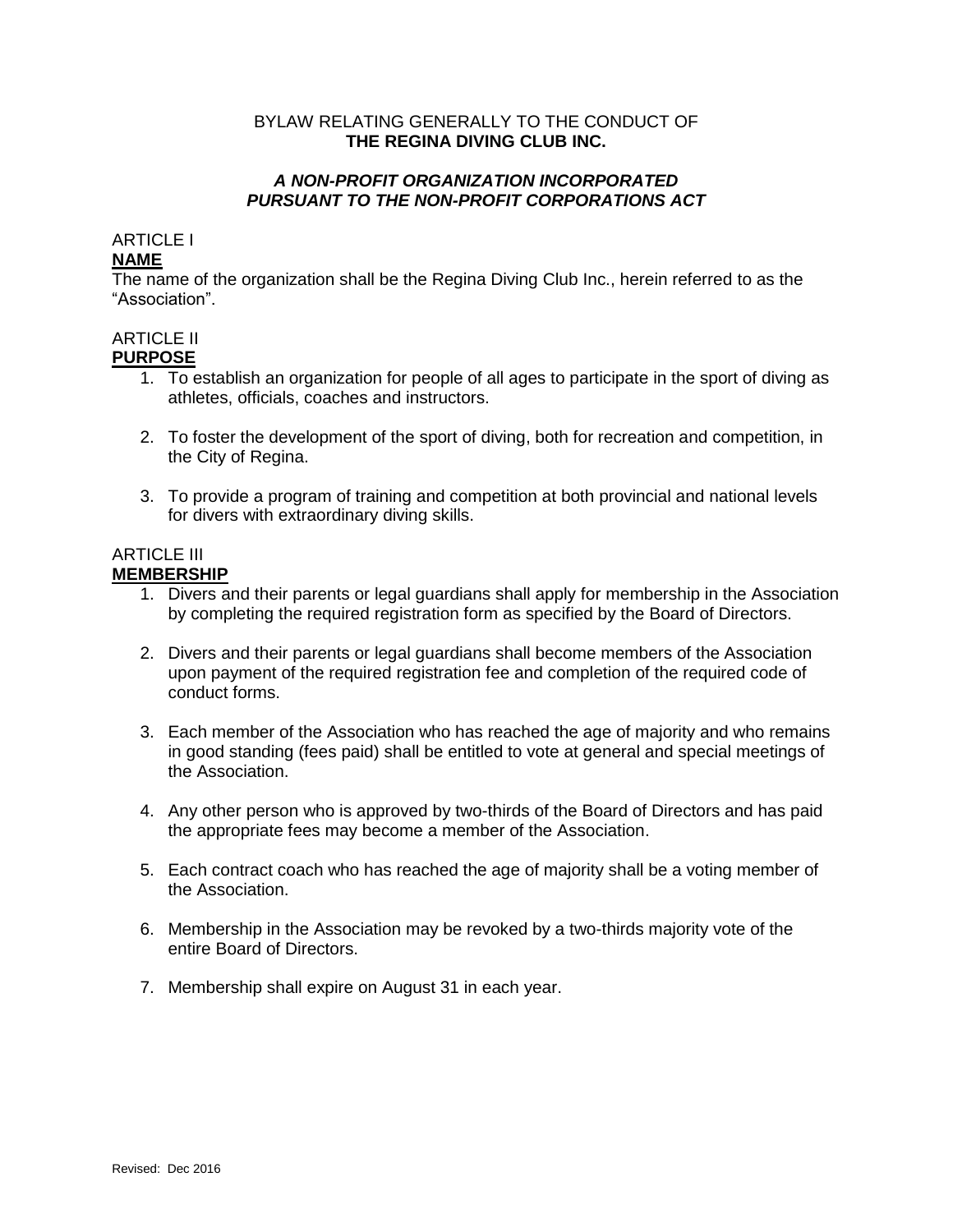BYLAW RELATING GENERALLY TO THE CONDUCT OF
**THE REGINA DIVING CLUB INC.**

***A NON-PROFIT ORGANIZATION INCORPORATED PURSUANT TO THE NON-PROFIT CORPORATIONS ACT***

ARTICLE I
**NAME**

The name of the organization shall be the Regina Diving Club Inc., herein referred to as the "Association".

ARTICLE II
**PURPOSE**

1. To establish an organization for people of all ages to participate in the sport of diving as athletes, officials, coaches and instructors.

2. To foster the development of the sport of diving, both for recreation and competition, in the City of Regina.

3. To provide a program of training and competition at both provincial and national levels for divers with extraordinary diving skills.

ARTICLE III
**MEMBERSHIP**

1. Divers and their parents or legal guardians shall apply for membership in the Association by completing the required registration form as specified by the Board of Directors.

2. Divers and their parents or legal guardians shall become members of the Association upon payment of the required registration fee and completion of the required code of conduct forms.

3. Each member of the Association who has reached the age of majority and who remains in good standing (fees paid) shall be entitled to vote at general and special meetings of the Association.

4. Any other person who is approved by two-thirds of the Board of Directors and has paid the appropriate fees may become a member of the Association.

5. Each contract coach who has reached the age of majority shall be a voting member of the Association.

6. Membership in the Association may be revoked by a two-thirds majority vote of the entire Board of Directors.

7. Membership shall expire on August 31 in each year.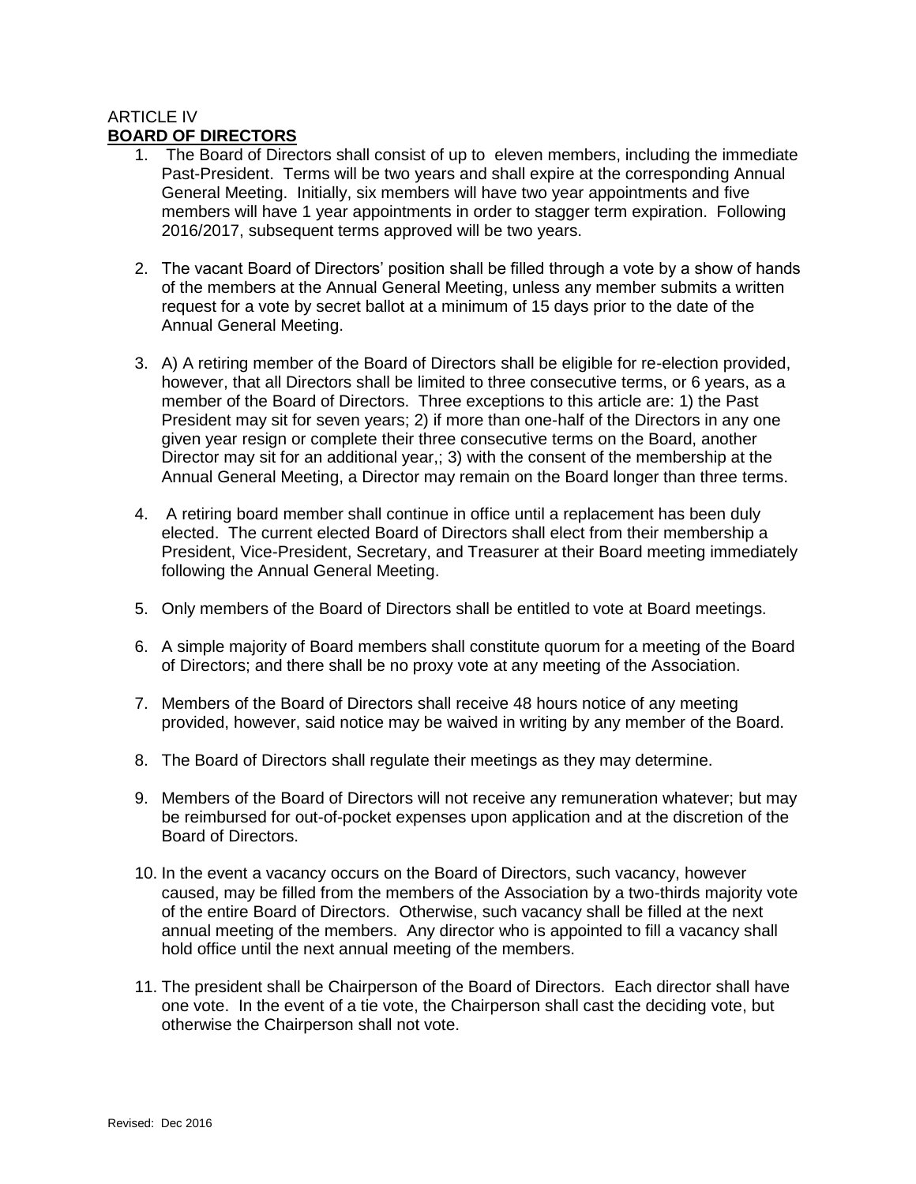ARTICLE IV

**BOARD OF DIRECTORS**

1. The Board of Directors shall consist of up to eleven members, including the immediate Past-President. Terms will be two years and shall expire at the corresponding Annual General Meeting. Initially, six members will have two year appointments and five members will have 1 year appointments in order to stagger term expiration. Following 2016/2017, subsequent terms approved will be two years.

2. The vacant Board of Directors' position shall be filled through a vote by a show of hands of the members at the Annual General Meeting, unless any member submits a written request for a vote by secret ballot at a minimum of 15 days prior to the date of the Annual General Meeting.

3. A) A retiring member of the Board of Directors shall be eligible for re-election provided, however, that all Directors shall be limited to three consecutive terms, or 6 years, as a member of the Board of Directors. Three exceptions to this article are: 1) the Past President may sit for seven years; 2) if more than one-half of the Directors in any one given year resign or complete their three consecutive terms on the Board, another Director may sit for an additional year,; 3) with the consent of the membership at the Annual General Meeting, a Director may remain on the Board longer than three terms.

4. A retiring board member shall continue in office until a replacement has been duly elected. The current elected Board of Directors shall elect from their membership a President, Vice-President, Secretary, and Treasurer at their Board meeting immediately following the Annual General Meeting.

5. Only members of the Board of Directors shall be entitled to vote at Board meetings.

6. A simple majority of Board members shall constitute quorum for a meeting of the Board of Directors; and there shall be no proxy vote at any meeting of the Association.

7. Members of the Board of Directors shall receive 48 hours notice of any meeting provided, however, said notice may be waived in writing by any member of the Board.

8. The Board of Directors shall regulate their meetings as they may determine.

9. Members of the Board of Directors will not receive any remuneration whatever; but may be reimbursed for out-of-pocket expenses upon application and at the discretion of the Board of Directors.

10. In the event a vacancy occurs on the Board of Directors, such vacancy, however caused, may be filled from the members of the Association by a two-thirds majority vote of the entire Board of Directors. Otherwise, such vacancy shall be filled at the next annual meeting of the members. Any director who is appointed to fill a vacancy shall hold office until the next annual meeting of the members.

11. The president shall be Chairperson of the Board of Directors. Each director shall have one vote. In the event of a tie vote, the Chairperson shall cast the deciding vote, but otherwise the Chairperson shall not vote.

Revised: Dec 2016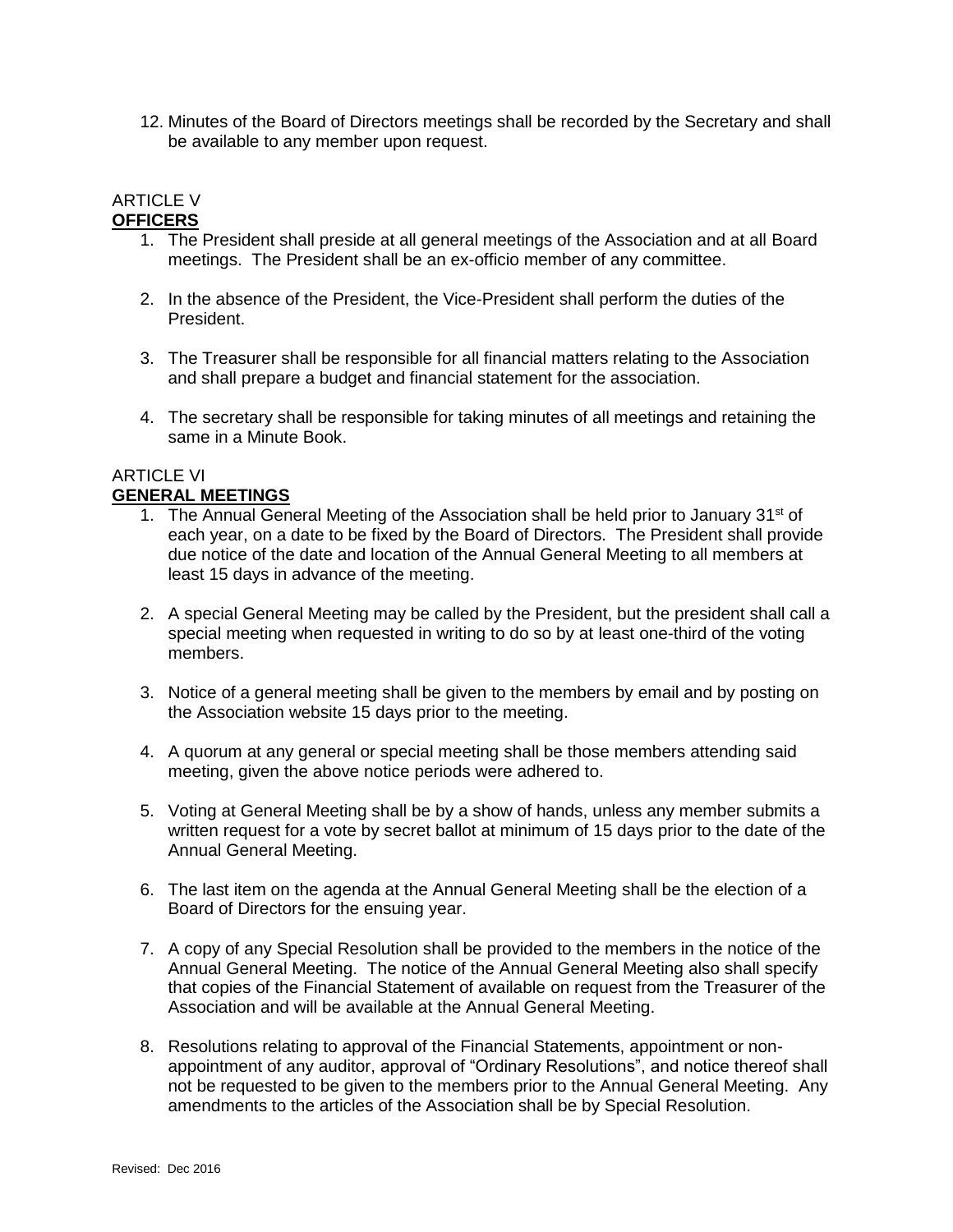12. Minutes of the Board of Directors meetings shall be recorded by the Secretary and shall be available to any member upon request.

ARTICLE V
**OFFICERS**

1. The President shall preside at all general meetings of the Association and at all Board meetings. The President shall be an ex-officio member of any committee.

2. In the absence of the President, the Vice-President shall perform the duties of the President.

3. The Treasurer shall be responsible for all financial matters relating to the Association and shall prepare a budget and financial statement for the association.

4. The secretary shall be responsible for taking minutes of all meetings and retaining the same in a Minute Book.

ARTICLE VI
**GENERAL MEETINGS**

1. The Annual General Meeting of the Association shall be held prior to January 31st of each year, on a date to be fixed by the Board of Directors. The President shall provide due notice of the date and location of the Annual General Meeting to all members at least 15 days in advance of the meeting.

2. A special General Meeting may be called by the President, but the president shall call a special meeting when requested in writing to do so by at least one-third of the voting members.

3. Notice of a general meeting shall be given to the members by email and by posting on the Association website 15 days prior to the meeting.

4. A quorum at any general or special meeting shall be those members attending said meeting, given the above notice periods were adhered to.

5. Voting at General Meeting shall be by a show of hands, unless any member submits a written request for a vote by secret ballot at minimum of 15 days prior to the date of the Annual General Meeting.

6. The last item on the agenda at the Annual General Meeting shall be the election of a Board of Directors for the ensuing year.

7. A copy of any Special Resolution shall be provided to the members in the notice of the Annual General Meeting. The notice of the Annual General Meeting also shall specify that copies of the Financial Statement of available on request from the Treasurer of the Association and will be available at the Annual General Meeting.

8. Resolutions relating to approval of the Financial Statements, appointment or non-appointment of any auditor, approval of "Ordinary Resolutions", and notice thereof shall not be requested to be given to the members prior to the Annual General Meeting. Any amendments to the articles of the Association shall be by Special Resolution.

Revised: Dec 2016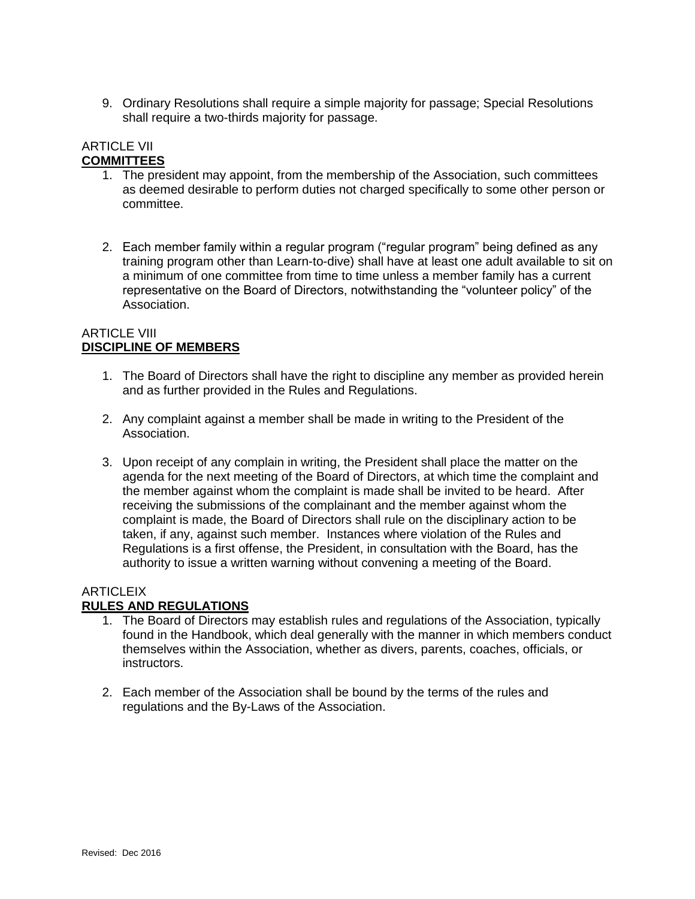9. Ordinary Resolutions shall require a simple majority for passage; Special Resolutions shall require a two-thirds majority for passage.

ARTICLE VII
**COMMITTEES**

1. The president may appoint, from the membership of the Association, such committees as deemed desirable to perform duties not charged specifically to some other person or committee.

2. Each member family within a regular program ("regular program" being defined as any training program other than Learn-to-dive) shall have at least one adult available to sit on a minimum of one committee from time to time unless a member family has a current representative on the Board of Directors, notwithstanding the "volunteer policy" of the Association.

ARTICLE VIII
**DISCIPLINE OF MEMBERS**

1. The Board of Directors shall have the right to discipline any member as provided herein and as further provided in the Rules and Regulations.

2. Any complaint against a member shall be made in writing to the President of the Association.

3. Upon receipt of any complain in writing, the President shall place the matter on the agenda for the next meeting of the Board of Directors, at which time the complaint and the member against whom the complaint is made shall be invited to be heard. After receiving the submissions of the complainant and the member against whom the complaint is made, the Board of Directors shall rule on the disciplinary action to be taken, if any, against such member. Instances where violation of the Rules and Regulations is a first offense, the President, in consultation with the Board, has the authority to issue a written warning without convening a meeting of the Board.

ARTICLEIX
**RULES AND REGULATIONS**

1. The Board of Directors may establish rules and regulations of the Association, typically found in the Handbook, which deal generally with the manner in which members conduct themselves within the Association, whether as divers, parents, coaches, officials, or instructors.

2. Each member of the Association shall be bound by the terms of the rules and regulations and the By-Laws of the Association.

Revised: Dec 2016